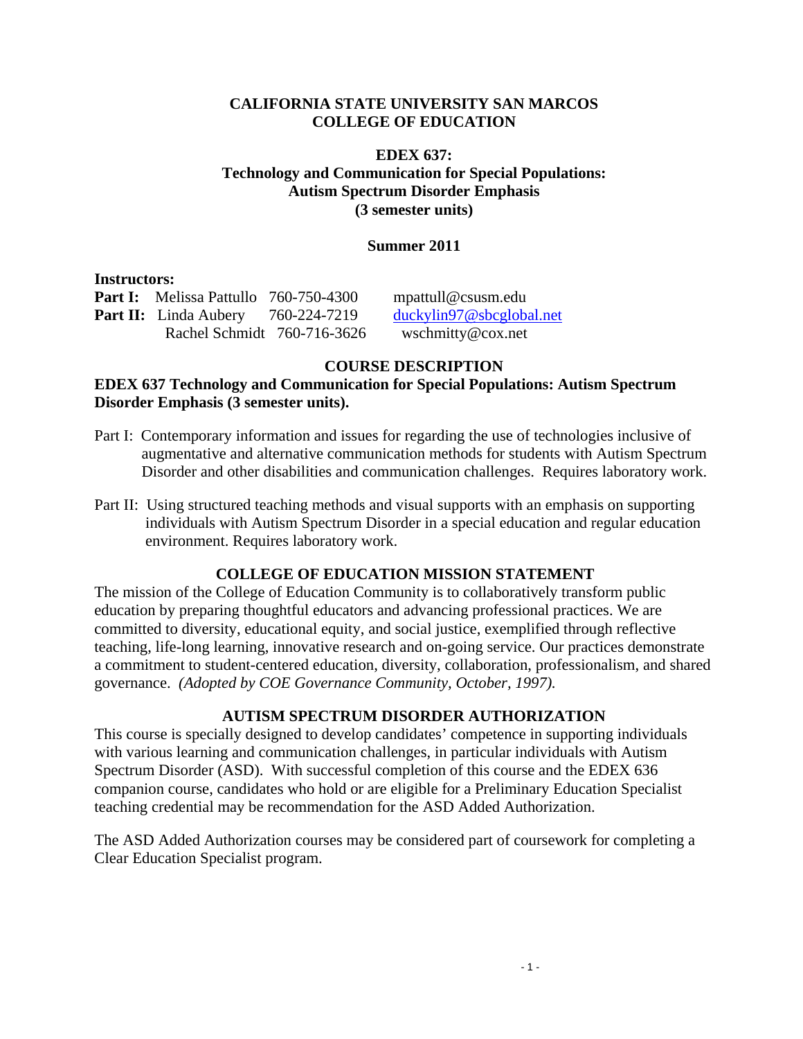# CALIFORNIA STATE UNIVERSITY SAN MARCOS
# COLLEGE OF EDUCATION

## EDEX 637:
## Technology and Communication for Special Populations: Autism Spectrum Disorder Emphasis
## (3 semester units)

**Summer 2011**

**Instructors:**

| | | | |
|---|---|---|---|
| **Part I:** | Melissa Pattullo | 760-750-4300 | mpattull@csusm.edu |
| **Part II:** | Linda Aubery | 760-224-7219 | duckylin97@sbcglobal.net |
| | Rachel Schmidt | 760-716-3626 | wschmitty@cox.net |

## COURSE DESCRIPTION

**EDEX 637 Technology and Communication for Special Populations: Autism Spectrum Disorder Emphasis (3 semester units).**

Part I: Contemporary information and issues for regarding the use of technologies inclusive of augmentative and alternative communication methods for students with Autism Spectrum Disorder and other disabilities and communication challenges. Requires laboratory work.

Part II: Using structured teaching methods and visual supports with an emphasis on supporting individuals with Autism Spectrum Disorder in a special education and regular education environment. Requires laboratory work.

## COLLEGE OF EDUCATION MISSION STATEMENT

The mission of the College of Education Community is to collaboratively transform public education by preparing thoughtful educators and advancing professional practices. We are committed to diversity, educational equity, and social justice, exemplified through reflective teaching, life-long learning, innovative research and on-going service. Our practices demonstrate a commitment to student-centered education, diversity, collaboration, professionalism, and shared governance. *(Adopted by COE Governance Community, October, 1997).*

## AUTISM SPECTRUM DISORDER AUTHORIZATION

This course is specially designed to develop candidates' competence in supporting individuals with various learning and communication challenges, in particular individuals with Autism Spectrum Disorder (ASD). With successful completion of this course and the EDEX 636 companion course, candidates who hold or are eligible for a Preliminary Education Specialist teaching credential may be recommendation for the ASD Added Authorization.

The ASD Added Authorization courses may be considered part of coursework for completing a Clear Education Specialist program.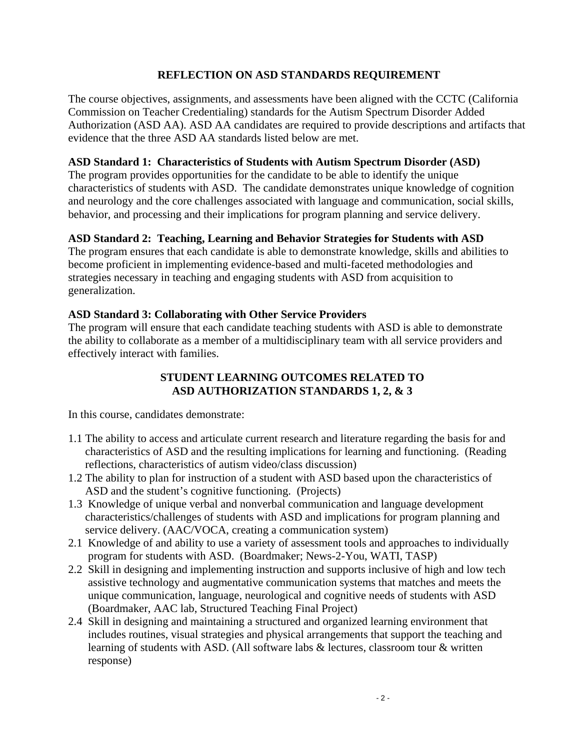## REFLECTION ON ASD STANDARDS REQUIREMENT

The course objectives, assignments, and assessments have been aligned with the CCTC (California Commission on Teacher Credentialing) standards for the Autism Spectrum Disorder Added Authorization (ASD AA). ASD AA candidates are required to provide descriptions and artifacts that evidence that the three ASD AA standards listed below are met.

**ASD Standard 1: Characteristics of Students with Autism Spectrum Disorder (ASD)**
The program provides opportunities for the candidate to be able to identify the unique characteristics of students with ASD. The candidate demonstrates unique knowledge of cognition and neurology and the core challenges associated with language and communication, social skills, behavior, and processing and their implications for program planning and service delivery.

**ASD Standard 2: Teaching, Learning and Behavior Strategies for Students with ASD**
The program ensures that each candidate is able to demonstrate knowledge, skills and abilities to become proficient in implementing evidence-based and multi-faceted methodologies and strategies necessary in teaching and engaging students with ASD from acquisition to generalization.

**ASD Standard 3: Collaborating with Other Service Providers**
The program will ensure that each candidate teaching students with ASD is able to demonstrate the ability to collaborate as a member of a multidisciplinary team with all service providers and effectively interact with families.

## STUDENT LEARNING OUTCOMES RELATED TO ASD AUTHORIZATION STANDARDS 1, 2, & 3

In this course, candidates demonstrate:

1.1 The ability to access and articulate current research and literature regarding the basis for and characteristics of ASD and the resulting implications for learning and functioning. (Reading reflections, characteristics of autism video/class discussion)

1.2 The ability to plan for instruction of a student with ASD based upon the characteristics of ASD and the student's cognitive functioning. (Projects)

1.3 Knowledge of unique verbal and nonverbal communication and language development characteristics/challenges of students with ASD and implications for program planning and service delivery. (AAC/VOCA, creating a communication system)

2.1 Knowledge of and ability to use a variety of assessment tools and approaches to individually program for students with ASD. (Boardmaker; News-2-You, WATI, TASP)

2.2 Skill in designing and implementing instruction and supports inclusive of high and low tech assistive technology and augmentative communication systems that matches and meets the unique communication, language, neurological and cognitive needs of students with ASD (Boardmaker, AAC lab, Structured Teaching Final Project)

2.4 Skill in designing and maintaining a structured and organized learning environment that includes routines, visual strategies and physical arrangements that support the teaching and learning of students with ASD. (All software labs & lectures, classroom tour & written response)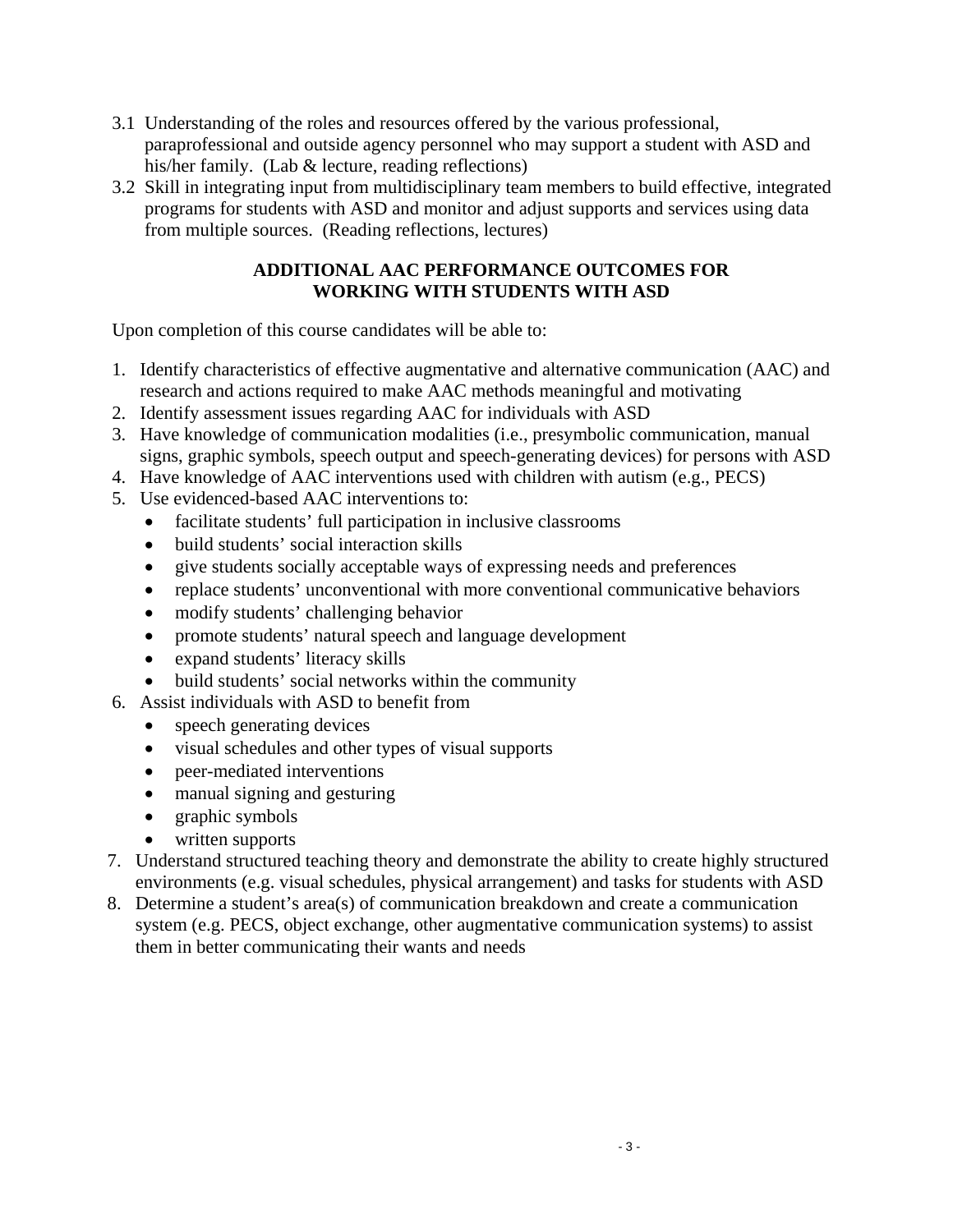3.1 Understanding of the roles and resources offered by the various professional, paraprofessional and outside agency personnel who may support a student with ASD and his/her family. (Lab & lecture, reading reflections)

3.2 Skill in integrating input from multidisciplinary team members to build effective, integrated programs for students with ASD and monitor and adjust supports and services using data from multiple sources. (Reading reflections, lectures)

## ADDITIONAL AAC PERFORMANCE OUTCOMES FOR WORKING WITH STUDENTS WITH ASD

Upon completion of this course candidates will be able to:

1. Identify characteristics of effective augmentative and alternative communication (AAC) and research and actions required to make AAC methods meaningful and motivating
2. Identify assessment issues regarding AAC for individuals with ASD
3. Have knowledge of communication modalities (i.e., presymbolic communication, manual signs, graphic symbols, speech output and speech-generating devices) for persons with ASD
4. Have knowledge of AAC interventions used with children with autism (e.g., PECS)
5. Use evidenced-based AAC interventions to:
   - facilitate students' full participation in inclusive classrooms
   - build students' social interaction skills
   - give students socially acceptable ways of expressing needs and preferences
   - replace students' unconventional with more conventional communicative behaviors
   - modify students' challenging behavior
   - promote students' natural speech and language development
   - expand students' literacy skills
   - build students' social networks within the community
6. Assist individuals with ASD to benefit from
   - speech generating devices
   - visual schedules and other types of visual supports
   - peer-mediated interventions
   - manual signing and gesturing
   - graphic symbols
   - written supports
7. Understand structured teaching theory and demonstrate the ability to create highly structured environments (e.g. visual schedules, physical arrangement) and tasks for students with ASD
8. Determine a student's area(s) of communication breakdown and create a communication system (e.g. PECS, object exchange, other augmentative communication systems) to assist them in better communicating their wants and needs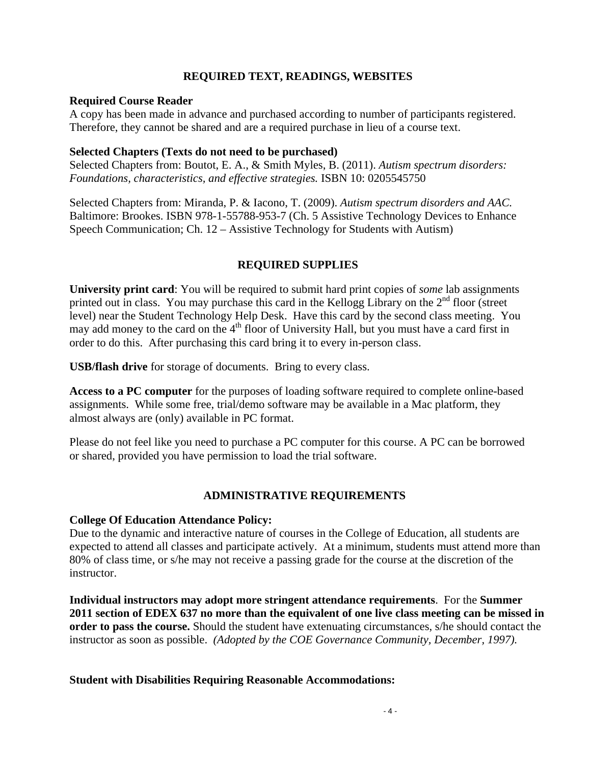## REQUIRED TEXT, READINGS, WEBSITES

**Required Course Reader**
A copy has been made in advance and purchased according to number of participants registered. Therefore, they cannot be shared and are a required purchase in lieu of a course text.

**Selected Chapters (Texts do not need to be purchased)**
Selected Chapters from: Boutot, E. A., & Smith Myles, B. (2011). *Autism spectrum disorders: Foundations, characteristics, and effective strategies.* ISBN 10: 0205545750

Selected Chapters from: Miranda, P. & Iacono, T. (2009). *Autism spectrum disorders and AAC.* Baltimore: Brookes. ISBN 978-1-55788-953-7 (Ch. 5 Assistive Technology Devices to Enhance Speech Communication; Ch. 12 – Assistive Technology for Students with Autism)

## REQUIRED SUPPLIES

**University print card**: You will be required to submit hard print copies of *some* lab assignments printed out in class. You may purchase this card in the Kellogg Library on the 2nd floor (street level) near the Student Technology Help Desk. Have this card by the second class meeting. You may add money to the card on the 4th floor of University Hall, but you must have a card first in order to do this. After purchasing this card bring it to every in-person class.

**USB/flash drive** for storage of documents. Bring to every class.

**Access to a PC computer** for the purposes of loading software required to complete online-based assignments. While some free, trial/demo software may be available in a Mac platform, they almost always are (only) available in PC format.

Please do not feel like you need to purchase a PC computer for this course. A PC can be borrowed or shared, provided you have permission to load the trial software.

## ADMINISTRATIVE REQUIREMENTS

**College Of Education Attendance Policy:**
Due to the dynamic and interactive nature of courses in the College of Education, all students are expected to attend all classes and participate actively. At a minimum, students must attend more than 80% of class time, or s/he may not receive a passing grade for the course at the discretion of the instructor.

**Individual instructors may adopt more stringent attendance requirements**. For the **Summer 2011 section of EDEX 637 no more than the equivalent of one live class meeting can be missed in order to pass the course.** Should the student have extenuating circumstances, s/he should contact the instructor as soon as possible. *(Adopted by the COE Governance Community, December, 1997).*

**Student with Disabilities Requiring Reasonable Accommodations:**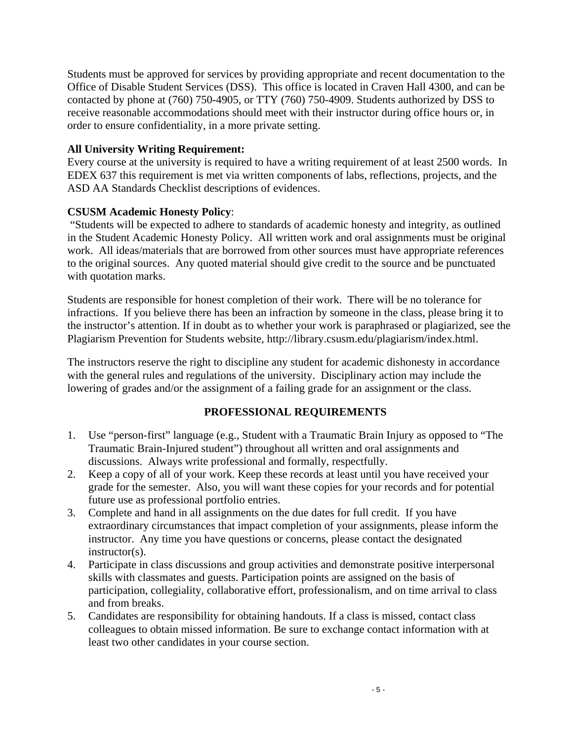Students must be approved for services by providing appropriate and recent documentation to the Office of Disable Student Services (DSS). This office is located in Craven Hall 4300, and can be contacted by phone at (760) 750-4905, or TTY (760) 750-4909. Students authorized by DSS to receive reasonable accommodations should meet with their instructor during office hours or, in order to ensure confidentiality, in a more private setting.

**All University Writing Requirement:**
Every course at the university is required to have a writing requirement of at least 2500 words. In EDEX 637 this requirement is met via written components of labs, reflections, projects, and the ASD AA Standards Checklist descriptions of evidences.

**CSUSM Academic Honesty Policy**:
"Students will be expected to adhere to standards of academic honesty and integrity, as outlined in the Student Academic Honesty Policy. All written work and oral assignments must be original work. All ideas/materials that are borrowed from other sources must have appropriate references to the original sources. Any quoted material should give credit to the source and be punctuated with quotation marks.

Students are responsible for honest completion of their work. There will be no tolerance for infractions. If you believe there has been an infraction by someone in the class, please bring it to the instructor's attention. If in doubt as to whether your work is paraphrased or plagiarized, see the Plagiarism Prevention for Students website, http://library.csusm.edu/plagiarism/index.html.

The instructors reserve the right to discipline any student for academic dishonesty in accordance with the general rules and regulations of the university. Disciplinary action may include the lowering of grades and/or the assignment of a failing grade for an assignment or the class.

## PROFESSIONAL REQUIREMENTS

1. Use "person-first" language (e.g., Student with a Traumatic Brain Injury as opposed to "The Traumatic Brain-Injured student") throughout all written and oral assignments and discussions. Always write professional and formally, respectfully.
2. Keep a copy of all of your work. Keep these records at least until you have received your grade for the semester. Also, you will want these copies for your records and for potential future use as professional portfolio entries.
3. Complete and hand in all assignments on the due dates for full credit. If you have extraordinary circumstances that impact completion of your assignments, please inform the instructor. Any time you have questions or concerns, please contact the designated instructor(s).
4. Participate in class discussions and group activities and demonstrate positive interpersonal skills with classmates and guests. Participation points are assigned on the basis of participation, collegiality, collaborative effort, professionalism, and on time arrival to class and from breaks.
5. Candidates are responsibility for obtaining handouts. If a class is missed, contact class colleagues to obtain missed information. Be sure to exchange contact information with at least two other candidates in your course section.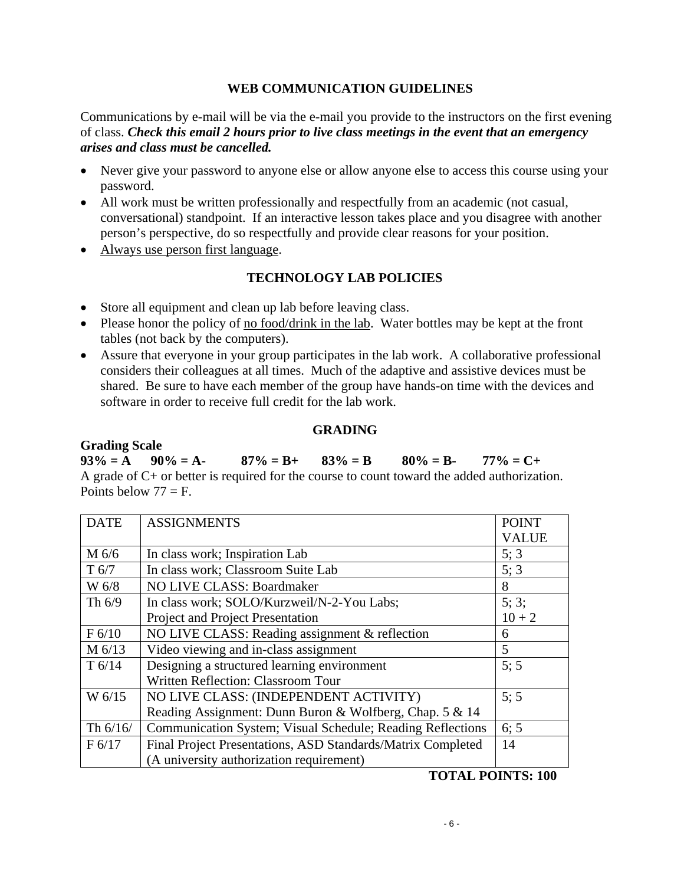## WEB COMMUNICATION GUIDELINES

Communications by e-mail will be via the e-mail you provide to the instructors on the first evening of class. ***Check this email 2 hours prior to live class meetings in the event that an emergency arises and class must be cancelled.***

- Never give your password to anyone else or allow anyone else to access this course using your password.
- All work must be written professionally and respectfully from an academic (not casual, conversational) standpoint. If an interactive lesson takes place and you disagree with another person's perspective, do so respectfully and provide clear reasons for your position.
- Always use person first language.

## TECHNOLOGY LAB POLICIES

- Store all equipment and clean up lab before leaving class.
- Please honor the policy of no food/drink in the lab. Water bottles may be kept at the front tables (not back by the computers).
- Assure that everyone in your group participates in the lab work. A collaborative professional considers their colleagues at all times. Much of the adaptive and assistive devices must be shared. Be sure to have each member of the group have hands-on time with the devices and software in order to receive full credit for the lab work.

## GRADING

**Grading Scale**

**93% = A 90% = A- 87% = B+ 83% = B 80% = B- 77% = C+**

A grade of C+ or better is required for the course to count toward the added authorization. Points below 77 = F.

| DATE | ASSIGNMENTS | POINT VALUE |
|---|---|---|
| M 6/6 | In class work; Inspiration Lab | 5; 3 |
| T 6/7 | In class work; Classroom Suite Lab | 5; 3 |
| W 6/8 | NO LIVE CLASS: Boardmaker | 8 |
| Th 6/9 | In class work; SOLO/Kurzweil/N-2-You Labs; Project and Project Presentation | 5; 3; 10 + 2 |
| F 6/10 | NO LIVE CLASS: Reading assignment & reflection | 6 |
| M 6/13 | Video viewing and in-class assignment | 5 |
| T 6/14 | Designing a structured learning environment Written Reflection: Classroom Tour | 5; 5 |
| W 6/15 | NO LIVE CLASS: (INDEPENDENT ACTIVITY) Reading Assignment: Dunn Buron & Wolfberg, Chap. 5 & 14 | 5; 5 |
| Th 6/16/ | Communication System; Visual Schedule; Reading Reflections | 6; 5 |
| F 6/17 | Final Project Presentations, ASD Standards/Matrix Completed (A university authorization requirement) | 14 |

**TOTAL POINTS: 100**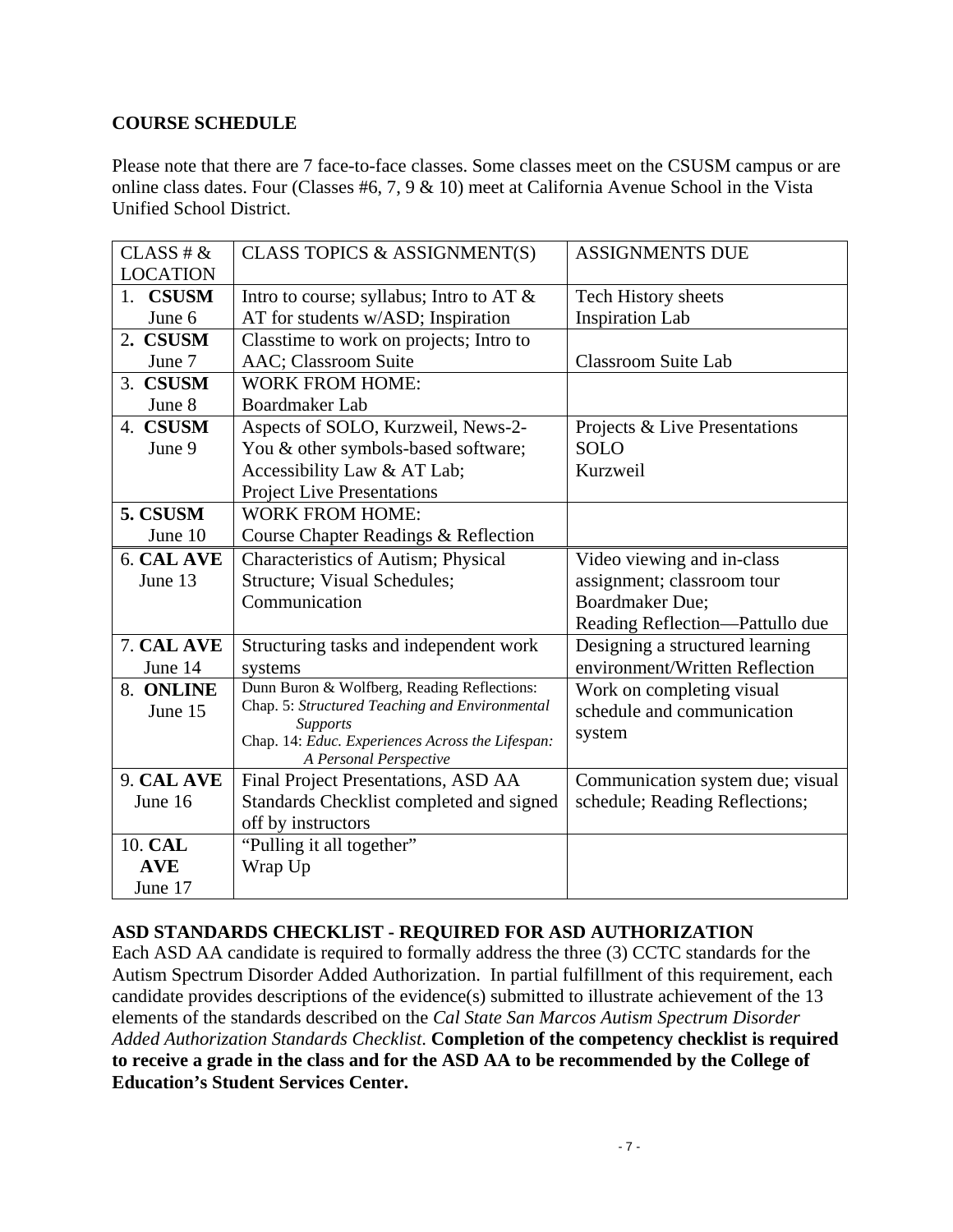**COURSE SCHEDULE**

Please note that there are 7 face-to-face classes. Some classes meet on the CSUSM campus or are online class dates. Four (Classes #6, 7, 9 & 10) meet at California Avenue School in the Vista Unified School District.

| CLASS # & LOCATION | CLASS TOPICS & ASSIGNMENT(S) | ASSIGNMENTS DUE |
|---|---|---|
| 1. **CSUSM** June 6 | Intro to course; syllabus; Intro to AT & AT for students w/ASD; Inspiration | Tech History sheets<br>Inspiration Lab |
| **2. CSUSM** June 7 | Classtime to work on projects; Intro to AAC; Classroom Suite | Classroom Suite Lab |
| 3. **CSUSM** June 8 | WORK FROM HOME:<br>Boardmaker Lab | |
| 4. **CSUSM** June 9 | Aspects of SOLO, Kurzweil, News-2-You & other symbols-based software; Accessibility Law & AT Lab; Project Live Presentations | Projects & Live Presentations<br>SOLO<br>Kurzweil |
| **5. CSUSM** June 10 | WORK FROM HOME:<br>Course Chapter Readings & Reflection | |
| 6. **CAL AVE** June 13 | Characteristics of Autism; Physical Structure; Visual Schedules; Communication | Video viewing and in-class assignment; classroom tour<br>Boardmaker Due;<br>Reading Reflection—Pattullo due |
| 7. **CAL AVE** June 14 | Structuring tasks and independent work systems | Designing a structured learning environment/Written Reflection |
| 8. **ONLINE** June 15 | Dunn Buron & Wolfberg, Reading Reflections:<br>Chap. 5: *Structured Teaching and Environmental Supports*<br>Chap. 14: *Educ. Experiences Across the Lifespan: A Personal Perspective* | Work on completing visual schedule and communication system |
| 9. **CAL AVE** June 16 | Final Project Presentations, ASD AA Standards Checklist completed and signed off by instructors | Communication system due; visual schedule; Reading Reflections; |
| 10. **CAL AVE** June 17 | "Pulling it all together"<br>Wrap Up | |

**ASD STANDARDS CHECKLIST - REQUIRED FOR ASD AUTHORIZATION**

Each ASD AA candidate is required to formally address the three (3) CCTC standards for the Autism Spectrum Disorder Added Authorization. In partial fulfillment of this requirement, each candidate provides descriptions of the evidence(s) submitted to illustrate achievement of the 13 elements of the standards described on the *Cal State San Marcos Autism Spectrum Disorder Added Authorization Standards Checklist*. **Completion of the competency checklist is required to receive a grade in the class and for the ASD AA to be recommended by the College of Education's Student Services Center.**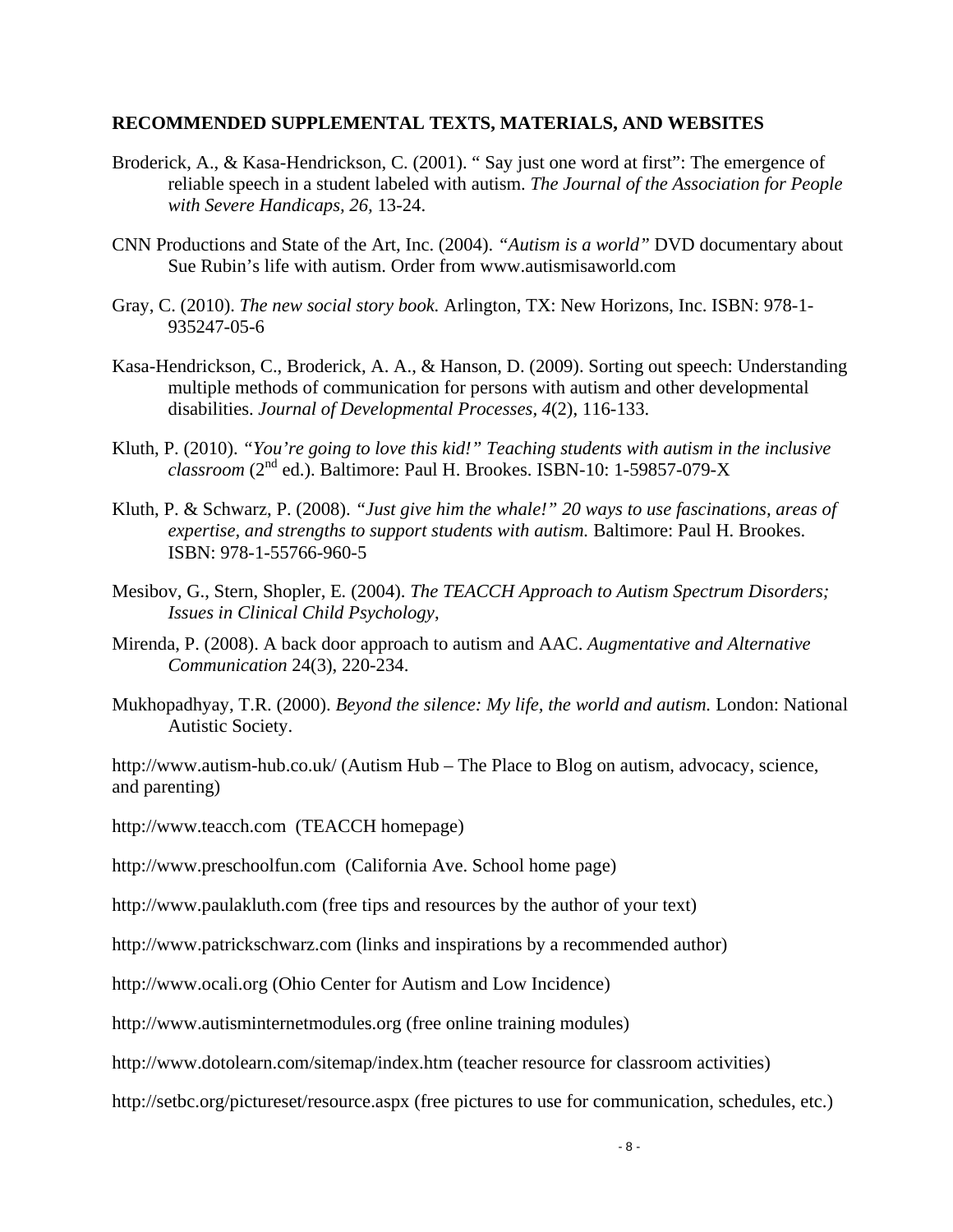**RECOMMENDED SUPPLEMENTAL TEXTS, MATERIALS, AND WEBSITES**

Broderick, A., & Kasa-Hendrickson, C. (2001). " Say just one word at first": The emergence of reliable speech in a student labeled with autism. *The Journal of the Association for People with Severe Handicaps, 26*, 13-24.

CNN Productions and State of the Art, Inc. (2004). *"Autism is a world"* DVD documentary about Sue Rubin's life with autism. Order from www.autismisaworld.com

Gray, C. (2010). *The new social story book.* Arlington, TX: New Horizons, Inc. ISBN: 978-1-935247-05-6

Kasa-Hendrickson, C., Broderick, A. A., & Hanson, D. (2009). Sorting out speech: Understanding multiple methods of communication for persons with autism and other developmental disabilities. *Journal of Developmental Processes, 4*(2), 116-133.

Kluth, P. (2010). *"You're going to love this kid!" Teaching students with autism in the inclusive classroom* (2nd ed.). Baltimore: Paul H. Brookes. ISBN-10: 1-59857-079-X

Kluth, P. & Schwarz, P. (2008). *"Just give him the whale!" 20 ways to use fascinations, areas of expertise, and strengths to support students with autism.* Baltimore: Paul H. Brookes. ISBN: 978-1-55766-960-5

Mesibov, G., Stern, Shopler, E. (2004). *The TEACCH Approach to Autism Spectrum Disorders; Issues in Clinical Child Psychology*,

Mirenda, P. (2008). A back door approach to autism and AAC. *Augmentative and Alternative Communication* 24(3), 220-234.

Mukhopadhyay, T.R. (2000). *Beyond the silence: My life, the world and autism.* London: National Autistic Society.

http://www.autism-hub.co.uk/ (Autism Hub – The Place to Blog on autism, advocacy, science, and parenting)

http://www.teacch.com (TEACCH homepage)

http://www.preschoolfun.com (California Ave. School home page)

http://www.paulakluth.com (free tips and resources by the author of your text)

http://www.patrickschwarz.com (links and inspirations by a recommended author)

http://www.ocali.org (Ohio Center for Autism and Low Incidence)

http://www.autisminternetmodules.org (free online training modules)

http://www.dotolearn.com/sitemap/index.htm (teacher resource for classroom activities)

http://setbc.org/pictureset/resource.aspx (free pictures to use for communication, schedules, etc.)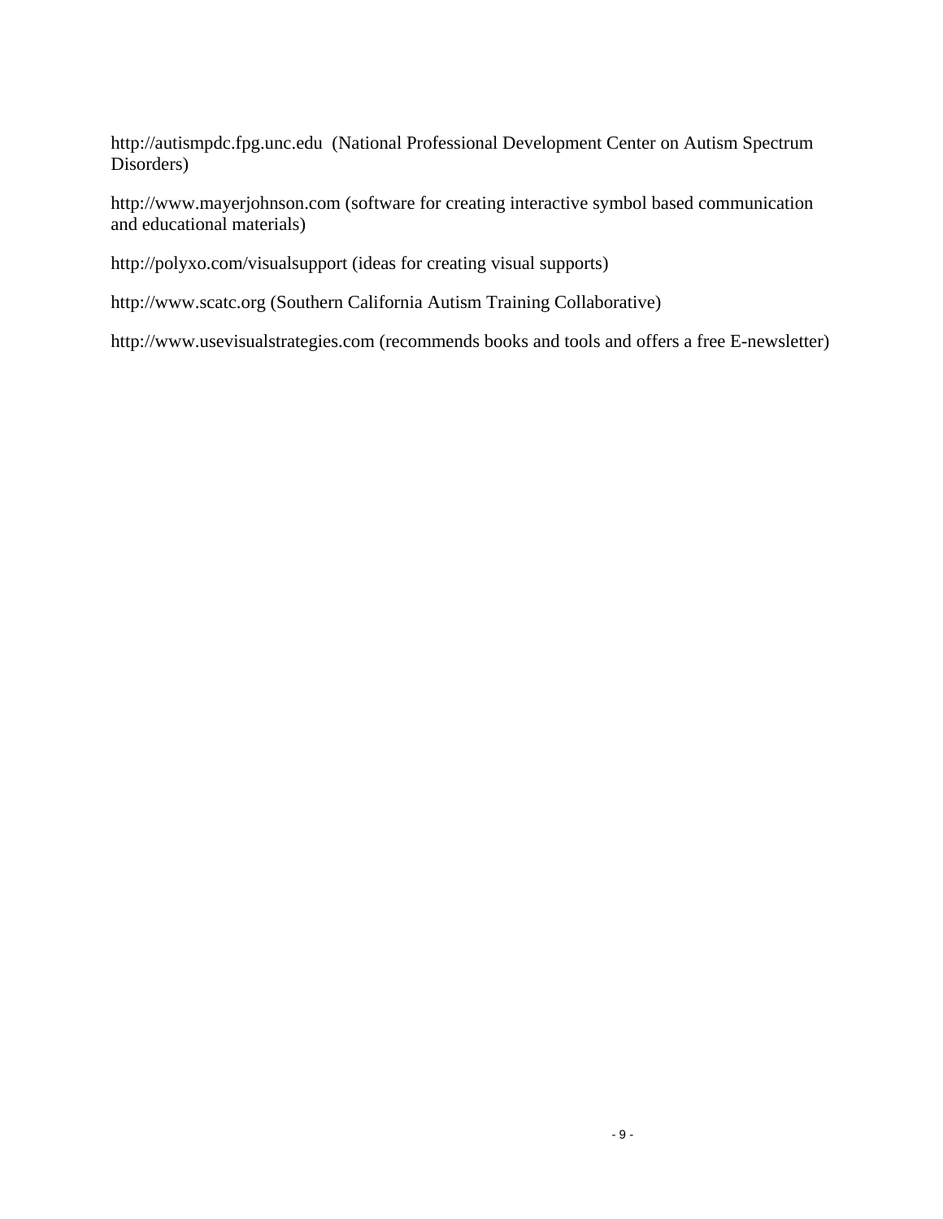http://autismpdc.fpg.unc.edu (National Professional Development Center on Autism Spectrum Disorders)

http://www.mayerjohnson.com (software for creating interactive symbol based communication and educational materials)

http://polyxo.com/visualsupport (ideas for creating visual supports)

http://www.scatc.org (Southern California Autism Training Collaborative)

http://www.usevisualstrategies.com (recommends books and tools and offers a free E-newsletter)